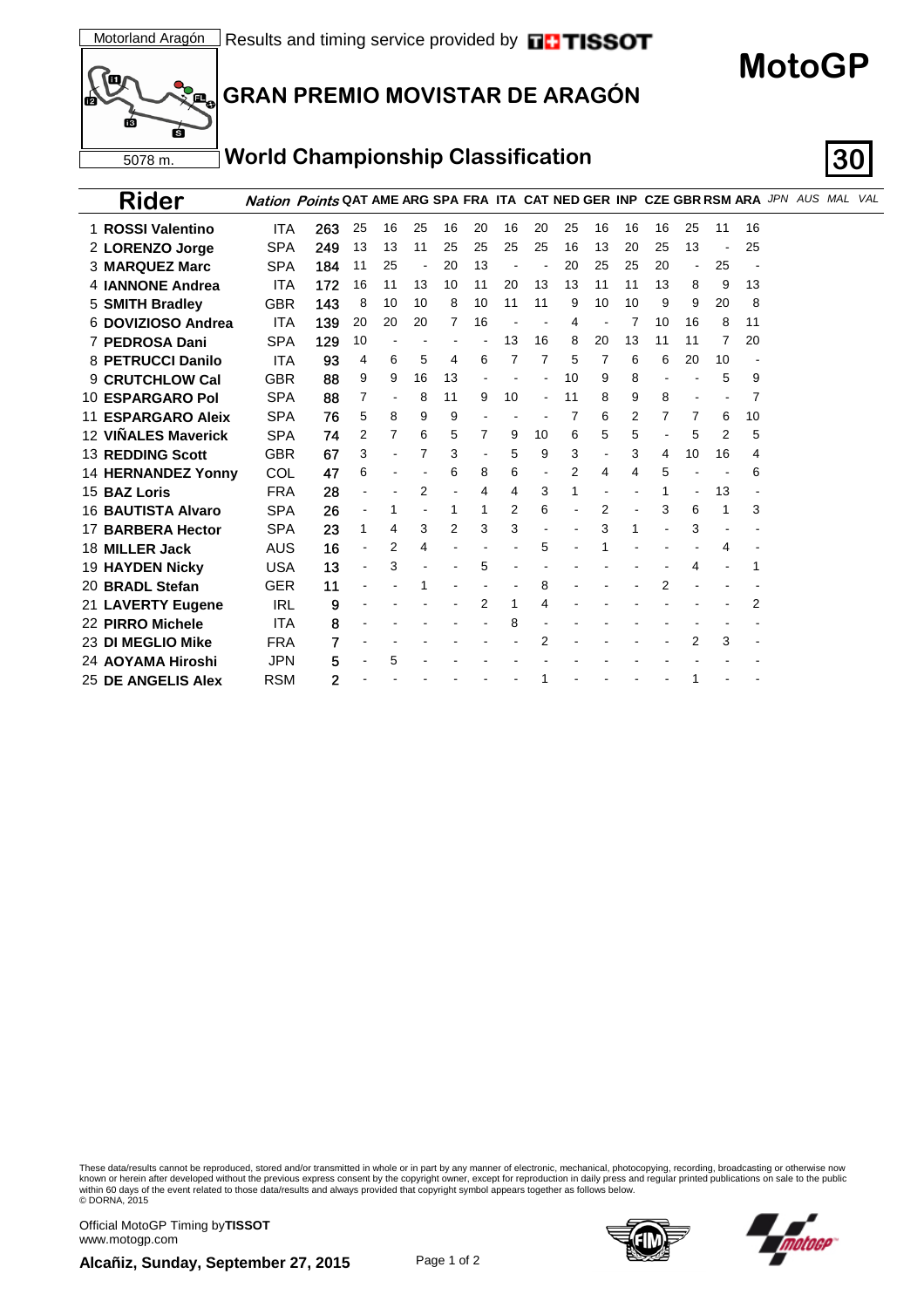Motorland Aragón | Results and timing service provided by TISSOT

5078 m.

# MotoGP

## GRAN PREMIO MOVISTAR DE ARAGÓN

### World Championship Classification

**30**

| | Rider | Nation | Points | QAT | AME | ARG | SPA | FRA | ITA | CAT | NED | GER | INP | CZE | GBR | RSM | ARA | *JPN* | *AUS* | *MAL* | *VAL* |
|---|---|---|---|---|---|---|---|---|---|---|---|---|---|---|---|---|---|---|---|---|---|
| 1 | **ROSSI Valentino** | ITA | **263** | 25 | 16 | 25 | 16 | 20 | 16 | 20 | 25 | 16 | 16 | 16 | 25 | 11 | 16 | | | | |
| 2 | **LORENZO Jorge** | SPA | **249** | 13 | 13 | 11 | 25 | 25 | 25 | 25 | 16 | 13 | 20 | 25 | 13 | - | 25 | | | | |
| 3 | **MARQUEZ Marc** | SPA | **184** | 11 | 25 | - | 20 | 13 | - | - | 20 | 25 | 25 | 20 | - | 25 | - | | | | |
| 4 | **IANNONE Andrea** | ITA | **172** | 16 | 11 | 13 | 10 | 11 | 20 | 13 | 13 | 11 | 11 | 13 | 8 | 9 | 13 | | | | |
| 5 | **SMITH Bradley** | GBR | **143** | 8 | 10 | 10 | 8 | 10 | 11 | 11 | 9 | 10 | 10 | 9 | 9 | 20 | 8 | | | | |
| 6 | **DOVIZIOSO Andrea** | ITA | **139** | 20 | 20 | 20 | 7 | 16 | - | - | 4 | - | 7 | 10 | 16 | 8 | 11 | | | | |
| 7 | **PEDROSA Dani** | SPA | **129** | 10 | - | - | - | - | 13 | 16 | 8 | 20 | 13 | 11 | 11 | 7 | 20 | | | | |
| 8 | **PETRUCCI Danilo** | ITA | **93** | 4 | 6 | 5 | 4 | 6 | 7 | 7 | 5 | 7 | 6 | 6 | 20 | 10 | - | | | | |
| 9 | **CRUTCHLOW Cal** | GBR | **88** | 9 | 9 | 16 | 13 | - | - | - | 10 | 9 | 8 | - | - | 5 | 9 | | | | |
| 10 | **ESPARGARO Pol** | SPA | **88** | 7 | - | 8 | 11 | 9 | 10 | - | 11 | 8 | 9 | 8 | - | - | 7 | | | | |
| 11 | **ESPARGARO Aleix** | SPA | **76** | 5 | 8 | 9 | 9 | - | - | - | 7 | 6 | 2 | 7 | 7 | 6 | 10 | | | | |
| 12 | **VIÑALES Maverick** | SPA | **74** | 2 | 7 | 6 | 5 | 7 | 9 | 10 | 6 | 5 | 5 | - | 5 | 2 | 5 | | | | |
| 13 | **REDDING Scott** | GBR | **67** | 3 | - | 7 | 3 | - | 5 | 9 | 3 | - | 3 | 4 | 10 | 16 | 4 | | | | |
| 14 | **HERNANDEZ Yonny** | COL | **47** | 6 | - | - | 6 | 8 | 6 | - | 2 | 4 | 4 | 5 | - | - | 6 | | | | |
| 15 | **BAZ Loris** | FRA | **28** | - | - | 2 | - | 4 | 4 | 3 | 1 | - | - | 1 | - | 13 | - | | | | |
| 16 | **BAUTISTA Alvaro** | SPA | **26** | - | 1 | - | 1 | 1 | 2 | 6 | - | 2 | - | 3 | 6 | 1 | 3 | | | | |
| 17 | **BARBERA Hector** | SPA | **23** | 1 | 4 | 3 | 2 | 3 | 3 | - | - | 3 | 1 | - | 3 | - | - | | | | |
| 18 | **MILLER Jack** | AUS | **16** | - | 2 | 4 | - | - | - | 5 | - | 1 | - | - | - | 4 | - | | | | |
| 19 | **HAYDEN Nicky** | USA | **13** | - | 3 | - | - | 5 | - | - | - | - | - | - | 4 | - | 1 | | | | |
| 20 | **BRADL Stefan** | GER | **11** | - | - | 1 | - | - | - | 8 | - | - | - | 2 | - | - | - | | | | |
| 21 | **LAVERTY Eugene** | IRL | **9** | - | - | - | - | 2 | 1 | 4 | - | - | - | - | - | - | 2 | | | | |
| 22 | **PIRRO Michele** | ITA | **8** | - | - | - | - | - | 8 | - | - | - | - | - | - | - | - | | | | |
| 23 | **DI MEGLIO Mike** | FRA | **7** | - | - | - | - | - | - | 2 | - | - | - | - | 2 | 3 | - | | | | |
| 24 | **AOYAMA Hiroshi** | JPN | **5** | - | 5 | - | - | - | - | - | - | - | - | - | - | - | - | | | | |
| 25 | **DE ANGELIS Alex** | RSM | **2** | - | - | - | - | - | - | 1 | - | - | - | - | 1 | - | - | | | | |

These data/results cannot be reproduced, stored and/or transmitted in whole or in part by any manner of electronic, mechanical, photocopying, recording, broadcasting or otherwise now known or herein after developed without the previous express consent by the copyright owner, except for reproduction in daily press and regular printed publications on sale to the public within 60 days of the event related to those data/results and always provided that copyright symbol appears together as follows below.
© DORNA, 2015

Official MotoGP Timing by **TISSOT**
www.motogp.com

**Alcañiz, Sunday, September 27, 2015**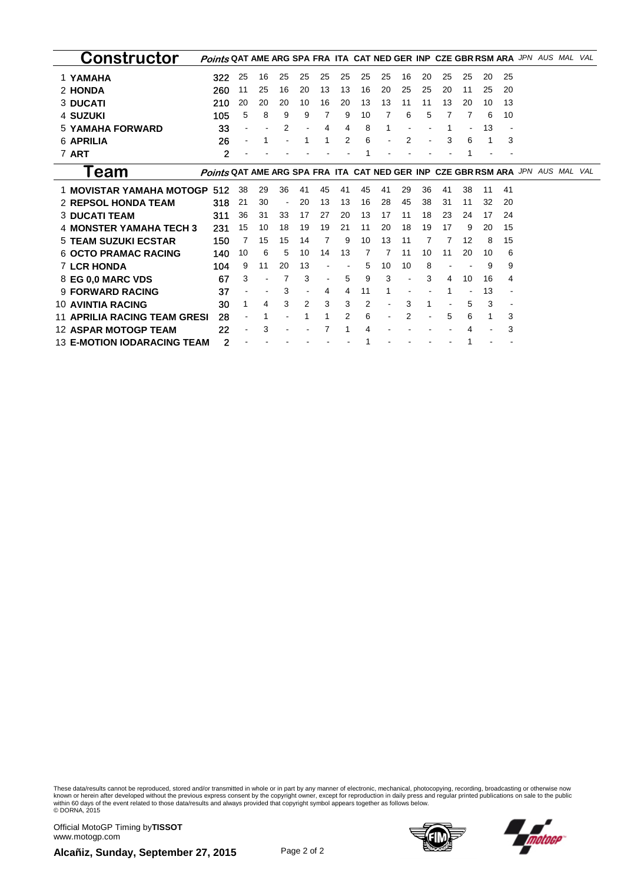## Constructor

| | Constructor | Points | QAT | AME | ARG | SPA | FRA | ITA | CAT | NED | GER | INP | CZE | GBR | RSM | ARA | JPN | AUS | MAL | VAL |
|---|---|---|---|---|---|---|---|---|---|---|---|---|---|---|---|---|---|---|---|---|
| 1 | YAMAHA | 322 | 25 | 16 | 25 | 25 | 25 | 25 | 25 | 25 | 16 | 20 | 25 | 25 | 20 | 25 | | | | |
| 2 | HONDA | 260 | 11 | 25 | 16 | 20 | 13 | 13 | 16 | 20 | 25 | 25 | 20 | 11 | 25 | 20 | | | | |
| 3 | DUCATI | 210 | 20 | 20 | 20 | 10 | 16 | 20 | 13 | 13 | 11 | 11 | 13 | 20 | 10 | 13 | | | | |
| 4 | SUZUKI | 105 | 5 | 8 | 9 | 9 | 7 | 9 | 10 | 7 | 6 | 5 | 7 | 7 | 6 | 10 | | | | |
| 5 | YAMAHA FORWARD | 33 | - | - | 2 | - | 4 | 4 | 8 | 1 | - | - | 1 | - | 13 | - | | | | |
| 6 | APRILIA | 26 | - | 1 | - | 1 | 1 | 2 | 6 | - | 2 | - | 3 | 6 | 1 | 3 | | | | |
| 7 | ART | 2 | - | - | - | - | - | - | 1 | - | - | - | - | 1 | - | - | | | | |

## Team

| | Team | Points | QAT | AME | ARG | SPA | FRA | ITA | CAT | NED | GER | INP | CZE | GBR | RSM | ARA | JPN | AUS | MAL | VAL |
|---|---|---|---|---|---|---|---|---|---|---|---|---|---|---|---|---|---|---|---|---|
| 1 | MOVISTAR YAMAHA MOTOGP | 512 | 38 | 29 | 36 | 41 | 45 | 41 | 45 | 41 | 29 | 36 | 41 | 38 | 11 | 41 | | | | |
| 2 | REPSOL HONDA TEAM | 318 | 21 | 30 | - | 20 | 13 | 13 | 16 | 28 | 45 | 38 | 31 | 11 | 32 | 20 | | | | |
| 3 | DUCATI TEAM | 311 | 36 | 31 | 33 | 17 | 27 | 20 | 13 | 17 | 11 | 18 | 23 | 24 | 17 | 24 | | | | |
| 4 | MONSTER YAMAHA TECH 3 | 231 | 15 | 10 | 18 | 19 | 19 | 21 | 11 | 20 | 18 | 19 | 17 | 9 | 20 | 15 | | | | |
| 5 | TEAM SUZUKI ECSTAR | 150 | 7 | 15 | 15 | 14 | 7 | 9 | 10 | 13 | 11 | 7 | 7 | 12 | 8 | 15 | | | | |
| 6 | OCTO PRAMAC RACING | 140 | 10 | 6 | 5 | 10 | 14 | 13 | 7 | 7 | 11 | 10 | 11 | 20 | 10 | 6 | | | | |
| 7 | LCR HONDA | 104 | 9 | 11 | 20 | 13 | - | - | 5 | 10 | 10 | 8 | - | - | 9 | 9 | | | | |
| 8 | EG 0,0 MARC VDS | 67 | 3 | - | 7 | 3 | - | 5 | 9 | 3 | - | 3 | 4 | 10 | 16 | 4 | | | | |
| 9 | FORWARD RACING | 37 | - | - | 3 | - | 4 | 4 | 11 | 1 | - | - | 1 | - | 13 | - | | | | |
| 10 | AVINTIA RACING | 30 | 1 | 4 | 3 | 2 | 3 | 3 | 2 | - | 3 | 1 | - | 5 | 3 | - | | | | |
| 11 | APRILIA RACING TEAM GRESI | 28 | - | 1 | - | 1 | 1 | 2 | 6 | - | 2 | - | 5 | 6 | 1 | 3 | | | | |
| 12 | ASPAR MOTOGP TEAM | 22 | - | 3 | - | - | 7 | 1 | 4 | - | - | - | - | 4 | - | 3 | | | | |
| 13 | E-MOTION IODARACING TEAM | 2 | - | - | - | - | - | - | 1 | - | - | - | - | 1 | - | - | | | | |

These data/results cannot be reproduced, stored and/or transmitted in whole or in part by any manner of electronic, mechanical, photocopying, recording, broadcasting or otherwise now known or herein after developed without the previous express consent by the copyright owner, except for reproduction in daily press and regular printed publications on sale to the public within 60 days of the event related to those data/results and always provided that copyright symbol appears together as follows below.
© DORNA, 2015

Official MotoGP Timing by **TISSOT**
www.motogp.com

**Alcañiz, Sunday, September 27, 2015**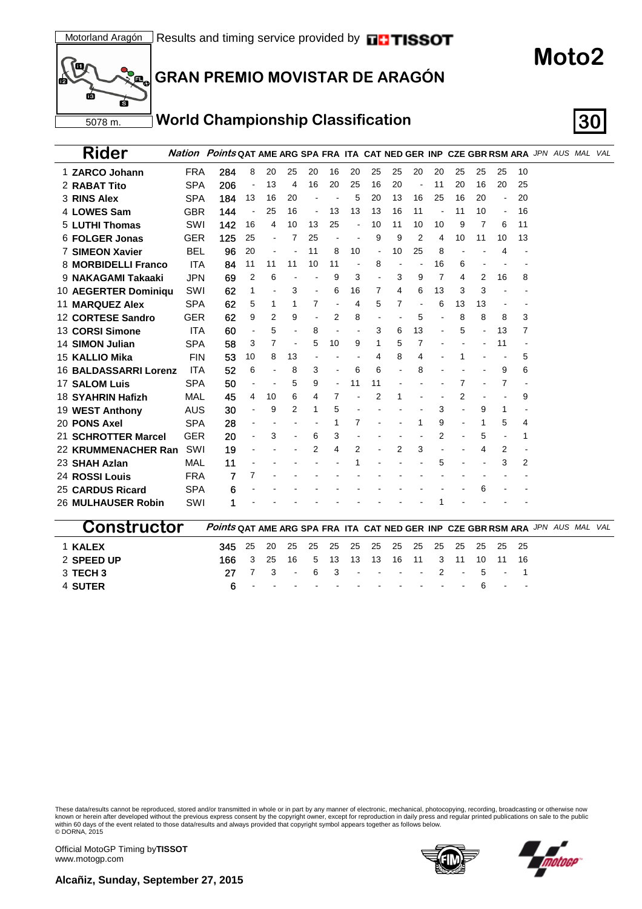Motorland Aragón | Results and timing service provided by TISSOT

# Moto2

## GRAN PREMIO MOVISTAR DE ARAGÓN

5078 m.

## World Championship Classification

| Rider | Nation | Points | QAT | AME | ARG | SPA | FRA | ITA | CAT | NED | GER | INP | CZE | GBR | RSM | ARA | JPN | AUS | MAL | VAL |
|---|---|---|---|---|---|---|---|---|---|---|---|---|---|---|---|---|---|---|---|---|
| 1 ZARCO Johann | FRA | 284 | 8 | 20 | 25 | 20 | 16 | 20 | 25 | 25 | 20 | 20 | 25 | 25 | 25 | 10 | | | | |
| 2 RABAT Tito | SPA | 206 | - | 13 | 4 | 16 | 20 | 25 | 16 | 20 | - | 11 | 20 | 16 | 20 | 25 | | | | |
| 3 RINS Alex | SPA | 184 | 13 | 16 | 20 | - | - | 5 | 20 | 13 | 16 | 25 | 16 | 20 | - | 20 | | | | |
| 4 LOWES Sam | GBR | 144 | - | 25 | 16 | - | 13 | 13 | 13 | 16 | 11 | - | 11 | 10 | - | 16 | | | | |
| 5 LUTHI Thomas | SWI | 142 | 16 | 4 | 10 | 13 | 25 | - | 10 | 11 | 10 | 10 | 9 | 7 | 6 | 11 | | | | |
| 6 FOLGER Jonas | GER | 125 | 25 | - | 7 | 25 | - | - | 9 | 9 | 2 | 4 | 10 | 11 | 10 | 13 | | | | |
| 7 SIMEON Xavier | BEL | 96 | 20 | - | - | 11 | 8 | 10 | - | 10 | 25 | 8 | - | - | 4 | - | | | | |
| 8 MORBIDELLI Franco | ITA | 84 | 11 | 11 | 11 | 10 | 11 | - | 8 | - | - | 16 | 6 | - | - | - | | | | |
| 9 NAKAGAMI Takaaki | JPN | 69 | 2 | 6 | - | - | 9 | 3 | - | 3 | 9 | 7 | 4 | 2 | 16 | 8 | | | | |
| 10 AEGERTER Dominiqu | SWI | 62 | 1 | - | 3 | - | 6 | 16 | 7 | 4 | 6 | 13 | 3 | 3 | - | - | | | | |
| 11 MARQUEZ Alex | SPA | 62 | 5 | 1 | 1 | 7 | - | 4 | 5 | 7 | - | 6 | 13 | 13 | - | - | | | | |
| 12 CORTESE Sandro | GER | 62 | 9 | 2 | 9 | - | 2 | 8 | - | - | 5 | - | 8 | 8 | 8 | 3 | | | | |
| 13 CORSI Simone | ITA | 60 | - | 5 | - | 8 | - | - | 3 | 6 | 13 | - | 5 | - | 13 | 7 | | | | |
| 14 SIMON Julian | SPA | 58 | 3 | 7 | - | 5 | 10 | 9 | 1 | 5 | 7 | - | - | - | 11 | - | | | | |
| 15 KALLIO Mika | FIN | 53 | 10 | 8 | 13 | - | - | - | 4 | 8 | 4 | - | 1 | - | - | 5 | | | | |
| 16 BALDASSARRI Lorenz | ITA | 52 | 6 | - | 8 | 3 | - | 6 | 6 | - | 8 | - | - | - | 9 | 6 | | | | |
| 17 SALOM Luis | SPA | 50 | - | - | 5 | 9 | - | 11 | 11 | - | - | - | 7 | - | 7 | - | | | | |
| 18 SYAHRIN Hafizh | MAL | 45 | 4 | 10 | 6 | 4 | 7 | - | 2 | 1 | - | - | 2 | - | - | 9 | | | | |
| 19 WEST Anthony | AUS | 30 | - | 9 | 2 | 1 | 5 | - | - | - | - | 3 | - | 9 | 1 | - | | | | |
| 20 PONS Axel | SPA | 28 | - | - | - | - | 1 | 7 | - | - | 1 | 9 | - | 1 | 5 | 4 | | | | |
| 21 SCHROTTER Marcel | GER | 20 | - | 3 | - | 6 | 3 | - | - | - | - | 2 | - | 5 | - | 1 | | | | |
| 22 KRUMMENACHER Ran | SWI | 19 | - | - | - | 2 | 4 | 2 | - | 2 | 3 | - | - | 4 | 2 | - | | | | |
| 23 SHAH Azlan | MAL | 11 | - | - | - | - | - | 1 | - | - | - | 5 | - | - | 3 | 2 | | | | |
| 24 ROSSI Louis | FRA | 7 | 7 | - | - | - | - | - | - | - | - | - | - | - | - | - | | | | |
| 25 CARDUS Ricard | SPA | 6 | - | - | - | - | - | - | - | - | - | - | - | 6 | - | - | | | | |
| 26 MULHAUSER Robin | SWI | 1 | - | - | - | - | - | - | - | - | - | 1 | - | - | - | - | | | | |

| Constructor | Points | QAT | AME | ARG | SPA | FRA | ITA | CAT | NED | GER | INP | CZE | GBR | RSM | ARA | JPN | AUS | MAL | VAL |
|---|---|---|---|---|---|---|---|---|---|---|---|---|---|---|---|---|---|---|---|
| 1 KALEX | 345 | 25 | 20 | 25 | 25 | 25 | 25 | 25 | 25 | 25 | 25 | 25 | 25 | 25 | 25 | | | | |
| 2 SPEED UP | 166 | 3 | 25 | 16 | 5 | 13 | 13 | 13 | 16 | 11 | 3 | 11 | 10 | 11 | 16 | | | | |
| 3 TECH 3 | 27 | 7 | 3 | - | 6 | 3 | - | - | - | - | 2 | - | 5 | - | 1 | | | | |
| 4 SUTER | 6 | - | - | - | - | - | - | - | - | - | - | - | 6 | - | - | | | | |

These data/results cannot be reproduced, stored and/or transmitted in whole or in part by any manner of electronic, mechanical, photocopying, recording, broadcasting or otherwise now known or herein after developed without the previous express consent by the copyright owner, except for reproduction in daily press and regular printed publications on sale to the public within 60 days of the event related to those data/results and always provided that copyright symbol appears together as follows below.
© DORNA, 2015

Official MotoGP Timing by **TISSOT**
www.motogp.com

**Alcañiz, Sunday, September 27, 2015**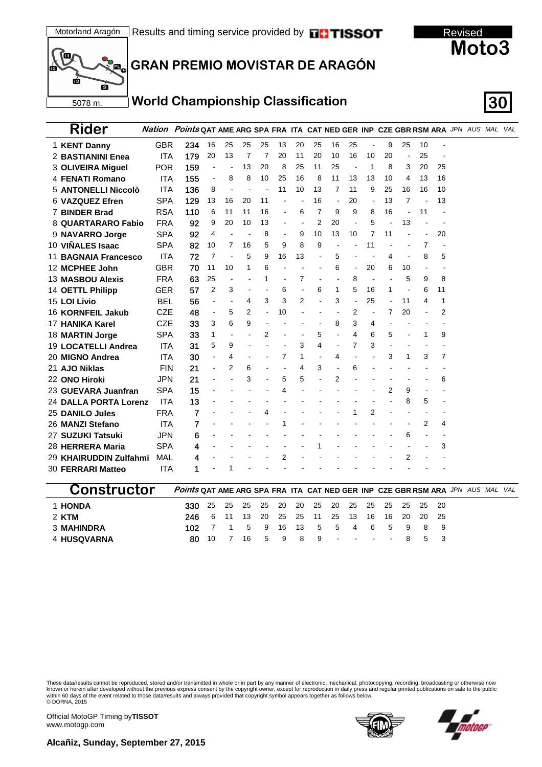Motorland Aragón | Results and timing service provided by TISSOT

Revised

# Moto3

## GRAN PREMIO MOVISTAR DE ARAGÓN

5078 m.

## World Championship Classification

| Rider | Nation | Points | QAT | AME | ARG | SPA | FRA | ITA | CAT | NED | GER | INP | CZE | GBR | RSM | ARA | JPN | AUS | MAL | VAL |
|---|---|---|---|---|---|---|---|---|---|---|---|---|---|---|---|---|---|---|---|---|
| 1 **KENT Danny** | GBR | **234** | 16 | 25 | 25 | 25 | 13 | 20 | 25 | 16 | 25 | - | 9 | 25 | 10 | - | | | | |
| 2 **BASTIANINI Enea** | ITA | **179** | 20 | 13 | 7 | 7 | 20 | 11 | 20 | 10 | 16 | 10 | 20 | - | 25 | - | | | | |
| 3 **OLIVEIRA Miguel** | POR | **159** | - | - | 13 | 20 | 8 | 25 | 11 | 25 | - | 1 | 8 | 3 | 20 | 25 | | | | |
| 4 **FENATI Romano** | ITA | **155** | - | 8 | 8 | 10 | 25 | 16 | 8 | 11 | 13 | 13 | 10 | 4 | 13 | 16 | | | | |
| 5 **ANTONELLI Niccolò** | ITA | **136** | 8 | - | - | - | 11 | 10 | 13 | 7 | 11 | 9 | 25 | 16 | 16 | 10 | | | | |
| 6 **VAZQUEZ Efren** | SPA | **129** | 13 | 16 | 20 | 11 | - | - | 16 | - | 20 | - | 13 | 7 | - | 13 | | | | |
| 7 **BINDER Brad** | RSA | **110** | 6 | 11 | 11 | 16 | - | 6 | 7 | 9 | 9 | 8 | 16 | - | 11 | - | | | | |
| 8 **QUARTARARO Fabio** | FRA | **92** | 9 | 20 | 10 | 13 | - | - | 2 | 20 | - | 5 | - | 13 | - | - | | | | |
| 9 **NAVARRO Jorge** | SPA | **92** | 4 | - | - | 8 | - | 9 | 10 | 13 | 10 | 7 | 11 | - | - | 20 | | | | |
| 10 **VIÑALES Isaac** | SPA | **82** | 10 | 7 | 16 | 5 | 9 | 8 | 9 | - | - | 11 | - | - | 7 | - | | | | |
| 11 **BAGNAIA Francesco** | ITA | **72** | 7 | - | 5 | 9 | 16 | 13 | - | 5 | - | - | 4 | - | 8 | 5 | | | | |
| 12 **MCPHEE John** | GBR | **70** | 11 | 10 | 1 | 6 | - | - | - | 6 | - | 20 | 6 | 10 | - | - | | | | |
| 13 **MASBOU Alexis** | FRA | **63** | 25 | - | - | 1 | - | 7 | - | - | 8 | - | - | 5 | 9 | 8 | | | | |
| 14 **OETTL Philipp** | GER | **57** | 2 | 3 | - | - | 6 | - | 6 | 1 | 5 | 16 | 1 | - | 6 | 11 | | | | |
| 15 **LOI Livio** | BEL | **56** | - | - | 4 | 3 | 3 | 2 | - | 3 | - | 25 | - | 11 | 4 | 1 | | | | |
| 16 **KORNFEIL Jakub** | CZE | **48** | - | 5 | 2 | - | 10 | - | - | - | 2 | - | 7 | 20 | - | 2 | | | | |
| 17 **HANIKA Karel** | CZE | **33** | 3 | 6 | 9 | - | - | - | - | 8 | 3 | 4 | - | - | - | - | | | | |
| 18 **MARTIN Jorge** | SPA | **33** | 1 | - | - | 2 | - | - | 5 | - | 4 | 6 | 5 | - | 1 | 9 | | | | |
| 19 **LOCATELLI Andrea** | ITA | **31** | 5 | 9 | - | - | - | 3 | 4 | - | 7 | 3 | - | - | - | - | | | | |
| 20 **MIGNO Andrea** | ITA | **30** | - | 4 | - | - | 7 | 1 | - | 4 | - | - | 3 | 1 | 3 | 7 | | | | |
| 21 **AJO Niklas** | FIN | **21** | - | 2 | 6 | - | - | 4 | 3 | - | 6 | - | - | - | - | - | | | | |
| 22 **ONO Hiroki** | JPN | **21** | - | - | 3 | - | 5 | 5 | - | 2 | - | - | - | - | - | 6 | | | | |
| 23 **GUEVARA Juanfran** | SPA | **15** | - | - | - | - | 4 | - | - | - | - | - | 2 | 9 | - | - | | | | |
| 24 **DALLA PORTA Lorenz** | ITA | **13** | - | - | - | - | - | - | - | - | - | - | - | 8 | 5 | - | | | | |
| 25 **DANILO Jules** | FRA | **7** | - | - | - | 4 | - | - | - | - | 1 | 2 | - | - | - | - | | | | |
| 26 **MANZI Stefano** | ITA | **7** | - | - | - | - | 1 | - | - | - | - | - | - | - | 2 | 4 | | | | |
| 27 **SUZUKI Tatsuki** | JPN | **6** | - | - | - | - | - | - | - | - | - | - | - | 6 | - | - | | | | |
| 28 **HERRERA Maria** | SPA | **4** | - | - | - | - | - | - | 1 | - | - | - | - | - | - | 3 | | | | |
| 29 **KHAIRUDDIN Zulfahmi** | MAL | **4** | - | - | - | - | 2 | - | - | - | - | - | - | 2 | - | - | | | | |
| 30 **FERRARI Matteo** | ITA | **1** | - | 1 | - | - | - | - | - | - | - | - | - | - | - | - | | | | |

| Constructor | Points | QAT | AME | ARG | SPA | FRA | ITA | CAT | NED | GER | INP | CZE | GBR | RSM | ARA | JPN | AUS | MAL | VAL |
|---|---|---|---|---|---|---|---|---|---|---|---|---|---|---|---|---|---|---|---|
| 1 **HONDA** | **330** | 25 | 25 | 25 | 25 | 20 | 20 | 25 | 20 | 25 | 25 | 25 | 25 | 25 | 20 | | | | |
| 2 **KTM** | **246** | 6 | 11 | 13 | 20 | 25 | 25 | 11 | 25 | 13 | 16 | 16 | 20 | 20 | 25 | | | | |
| 3 **MAHINDRA** | **102** | 7 | 1 | 5 | 9 | 16 | 13 | 5 | 5 | 4 | 6 | 5 | 9 | 8 | 9 | | | | |
| 4 **HUSQVARNA** | **80** | 10 | 7 | 16 | 5 | 9 | 8 | 9 | - | - | - | - | 8 | 5 | 3 | | | | |

These data/results cannot be reproduced, stored and/or transmitted in whole or in part by any manner of electronic, mechanical, photocopying, recording, broadcasting or otherwise now known or herein after developed without the previous express consent by the copyright owner, except for reproduction in daily press and regular printed publications on sale to the public within 60 days of the event related to those data/results and always provided that copyright symbol appears together as follows below.
© DORNA, 2015

Official MotoGP Timing by **TISSOT**
www.motogp.com

**Alcañiz, Sunday, September 27, 2015**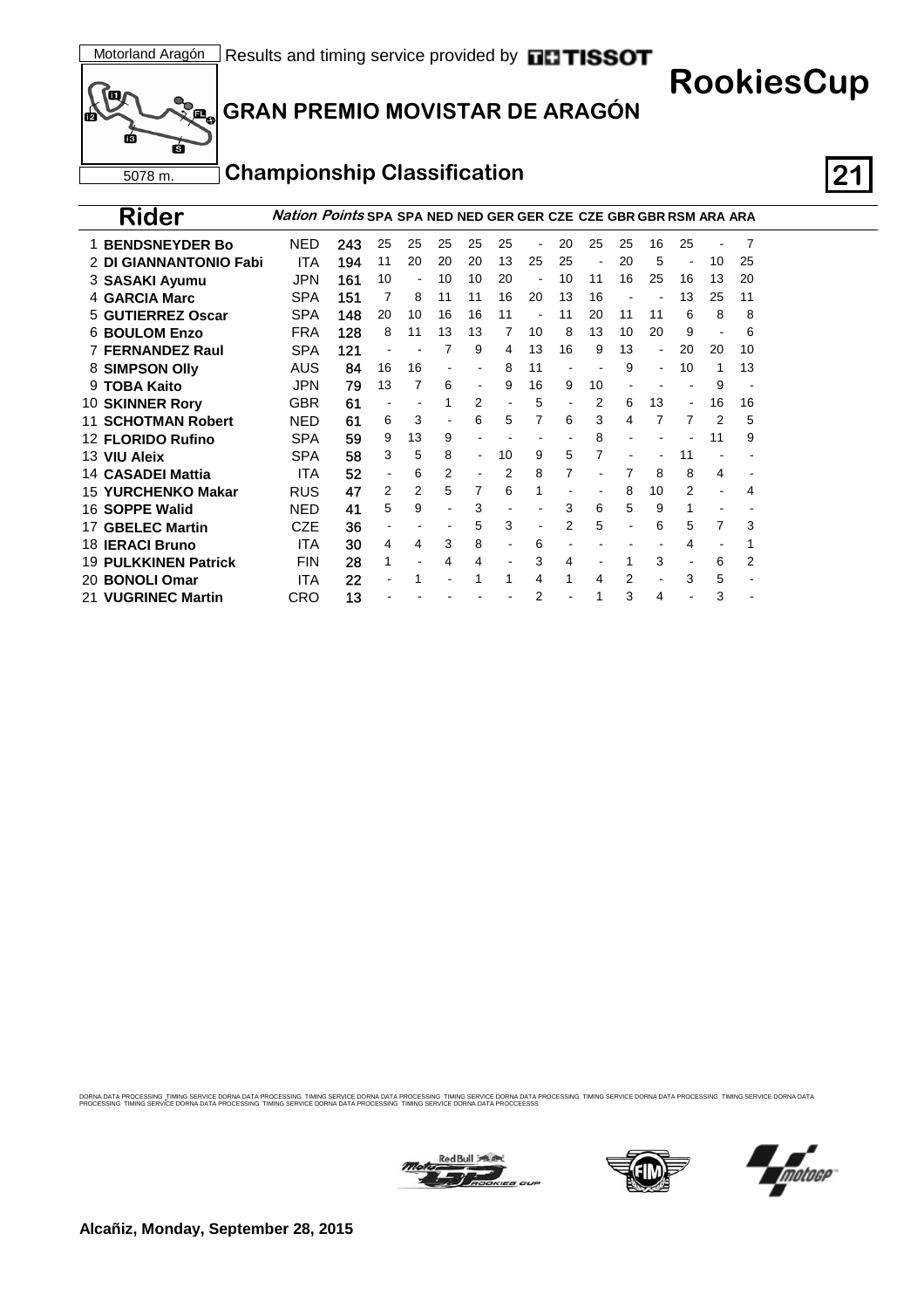Motorland Aragón

Results and timing service provided by TISSOT

# RookiesCup

## GRAN PREMIO MOVISTAR DE ARAGÓN

5078 m.

## Championship Classification

21

| | Rider | Nation | Points | SPA | SPA | NED | NED | GER | GER | CZE | CZE | GBR | GBR | RSM | ARA | ARA |
|---|---|---|---|---|---|---|---|---|---|---|---|---|---|---|---|---|
| 1 | **BENDSNEYDER Bo** | NED | 243 | 25 | 25 | 25 | 25 | 25 | - | 20 | 25 | 25 | 16 | 25 | - | 7 |
| 2 | **DI GIANNANTONIO Fabi** | ITA | 194 | 11 | 20 | 20 | 20 | 13 | 25 | 25 | - | 20 | 5 | - | 10 | 25 |
| 3 | **SASAKI Ayumu** | JPN | 161 | 10 | - | 10 | 10 | 20 | - | 10 | 11 | 16 | 25 | 16 | 13 | 20 |
| 4 | **GARCIA Marc** | SPA | 151 | 7 | 8 | 11 | 11 | 16 | 20 | 13 | 16 | - | - | 13 | 25 | 11 |
| 5 | **GUTIERREZ Oscar** | SPA | 148 | 20 | 10 | 16 | 16 | 11 | - | 11 | 20 | 11 | 11 | 6 | 8 | 8 |
| 6 | **BOULOM Enzo** | FRA | 128 | 8 | 11 | 13 | 13 | 7 | 10 | 8 | 13 | 10 | 20 | 9 | - | 6 |
| 7 | **FERNANDEZ Raul** | SPA | 121 | - | - | 7 | 9 | 4 | 13 | 16 | 9 | 13 | - | 20 | 20 | 10 |
| 8 | **SIMPSON Olly** | AUS | 84 | 16 | 16 | - | - | 8 | 11 | - | - | 9 | - | 10 | 1 | 13 |
| 9 | **TOBA Kaito** | JPN | 79 | 13 | 7 | 6 | - | 9 | 16 | 9 | 10 | - | - | - | 9 | - |
| 10 | **SKINNER Rory** | GBR | 61 | - | - | 1 | 2 | - | 5 | - | 2 | 6 | 13 | - | 16 | 16 |
| 11 | **SCHOTMAN Robert** | NED | 61 | 6 | 3 | - | 6 | 5 | 7 | 6 | 3 | 4 | 7 | 7 | 2 | 5 |
| 12 | **FLORIDO Rufino** | SPA | 59 | 9 | 13 | 9 | - | - | - | - | 8 | - | - | - | 11 | 9 |
| 13 | **VIU Aleix** | SPA | 58 | 3 | 5 | 8 | - | 10 | 9 | 5 | 7 | - | - | 11 | - | - |
| 14 | **CASADEI Mattia** | ITA | 52 | - | 6 | 2 | - | 2 | 8 | 7 | - | 7 | 8 | 8 | 4 | - |
| 15 | **YURCHENKO Makar** | RUS | 47 | 2 | 2 | 5 | 7 | 6 | 1 | - | - | 8 | 10 | 2 | - | 4 |
| 16 | **SOPPE Walid** | NED | 41 | 5 | 9 | - | 3 | - | - | 3 | 6 | 5 | 9 | 1 | - | - |
| 17 | **GBELEC Martin** | CZE | 36 | - | - | - | 5 | 3 | - | 2 | 5 | - | 6 | 5 | 7 | 3 |
| 18 | **IERACI Bruno** | ITA | 30 | 4 | 4 | 3 | 8 | - | 6 | - | - | - | - | 4 | - | 1 |
| 19 | **PULKKINEN Patrick** | FIN | 28 | 1 | - | 4 | 4 | - | 3 | 4 | - | 1 | 3 | - | 6 | 2 |
| 20 | **BONOLI Omar** | ITA | 22 | - | 1 | - | 1 | 1 | 4 | 1 | 4 | 2 | - | 3 | 5 | - |
| 21 | **VUGRINEC Martin** | CRO | 13 | - | - | - | - | - | 2 | - | 1 | 3 | 4 | - | 3 | - |

DORNA DATA PROCESSING TIMING SERVICE DORNA DATA PROCESSING TIMING SERVICE DORNA DATA PROCESSING TIMING SERVICE DORNA DATA PROCESSING TIMING SERVICE DORNA DATA PROCESSING TIMING SERVICE DORNA DATA PROCESSING TIMING SERVICE DORNA DATA PROCESSING TIMING SERVICE DORNA DATA PROCESSING TIMING SERVICE DORNA DATA PROCESSING TIMING SERVICE DORNA DATA PROCCEESSS

Alcañiz, Monday, September 28, 2015